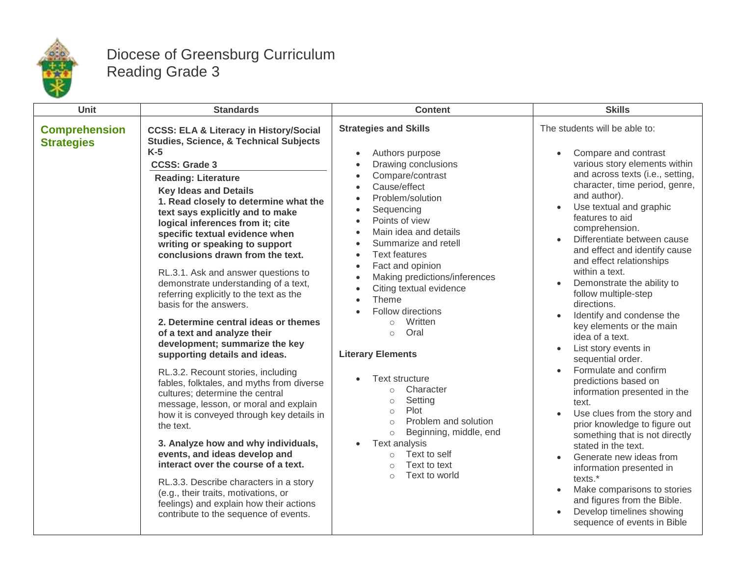# Diocese of Greensburg Curriculum
## Reading Grade 3

| Unit | Standards | Content | Skills |
|---|---|---|---|
| **Comprehension Strategies** | **CCSS: ELA & Literacy in History/Social Studies, Science, & Technical Subjects K-5**<br>**CCSS: Grade 3**<br>**Reading: Literature**<br>**Key Ideas and Details**<br>**1. Read closely to determine what the text says explicitly and to make logical inferences from it; cite specific textual evidence when writing or speaking to support conclusions drawn from the text.**<br>RL.3.1. Ask and answer questions to demonstrate understanding of a text, referring explicitly to the text as the basis for the answers.<br>**2. Determine central ideas or themes of a text and analyze their development; summarize the key supporting details and ideas.**<br>RL.3.2. Recount stories, including fables, folktales, and myths from diverse cultures; determine the central message, lesson, or moral and explain how it is conveyed through key details in the text.<br>**3. Analyze how and why individuals, events, and ideas develop and interact over the course of a text.**<br>RL.3.3. Describe characters in a story (e.g., their traits, motivations, or feelings) and explain how their actions contribute to the sequence of events. | **Strategies and Skills**<br>• Authors purpose<br>• Drawing conclusions<br>• Compare/contrast<br>• Cause/effect<br>• Problem/solution<br>• Sequencing<br>• Points of view<br>• Main idea and details<br>• Summarize and retell<br>• Text features<br>• Fact and opinion<br>• Making predictions/inferences<br>• Citing textual evidence<br>• Theme<br>• Follow directions<br>&nbsp;&nbsp;○ Written<br>&nbsp;&nbsp;○ Oral<br>**Literary Elements**<br>• Text structure<br>&nbsp;&nbsp;○ Character<br>&nbsp;&nbsp;○ Setting<br>&nbsp;&nbsp;○ Plot<br>&nbsp;&nbsp;○ Problem and solution<br>&nbsp;&nbsp;○ Beginning, middle, end<br>• Text analysis<br>&nbsp;&nbsp;○ Text to self<br>&nbsp;&nbsp;○ Text to text<br>&nbsp;&nbsp;○ Text to world | The students will be able to:<br>• Compare and contrast various story elements within and across texts (i.e., setting, character, time period, genre, and author).<br>• Use textual and graphic features to aid comprehension.<br>• Differentiate between cause and effect and identify cause and effect relationships within a text.<br>• Demonstrate the ability to follow multiple-step directions.<br>• Identify and condense the key elements or the main idea of a text.<br>• List story events in sequential order.<br>• Formulate and confirm predictions based on information presented in the text.<br>• Use clues from the story and prior knowledge to figure out something that is not directly stated in the text.<br>• Generate new ideas from information presented in texts.*<br>• Make comparisons to stories and figures from the Bible.<br>• Develop timelines showing sequence of events in Bible |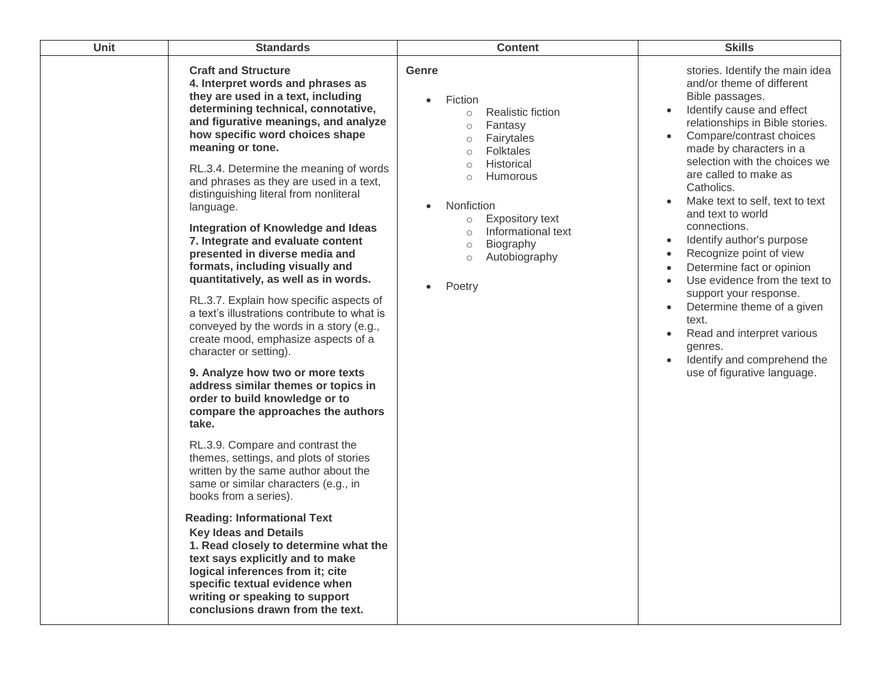| Unit | Standards | Content | Skills |
|---|---|---|---|
| | **Craft and Structure**<br>**4. Interpret words and phrases as they are used in a text, including determining technical, connotative, and figurative meanings, and analyze how specific word choices shape meaning or tone.**<br><br>RL.3.4. Determine the meaning of words and phrases as they are used in a text, distinguishing literal from nonliteral language.<br><br>**Integration of Knowledge and Ideas**<br>**7. Integrate and evaluate content presented in diverse media and formats, including visually and quantitatively, as well as in words.**<br><br>RL.3.7. Explain how specific aspects of a text's illustrations contribute to what is conveyed by the words in a story (e.g., create mood, emphasize aspects of a character or setting).<br><br>**9. Analyze how two or more texts address similar themes or topics in order to build knowledge or to compare the approaches the authors take.**<br><br>RL.3.9. Compare and contrast the themes, settings, and plots of stories written by the same author about the same or similar characters (e.g., in books from a series).<br><br>**Reading: Informational Text**<br>**Key Ideas and Details**<br>**1. Read closely to determine what the text says explicitly and to make logical inferences from it; cite specific textual evidence when writing or speaking to support conclusions drawn from the text.** | **Genre**<br><br>• Fiction<br>  ○ Realistic fiction<br>  ○ Fantasy<br>  ○ Fairytales<br>  ○ Folktales<br>  ○ Historical<br>  ○ Humorous<br><br>• Nonfiction<br>  ○ Expository text<br>  ○ Informational text<br>  ○ Biography<br>  ○ Autobiography<br><br>• Poetry | stories. Identify the main idea and/or theme of different Bible passages.<br>• Identify cause and effect relationships in Bible stories.<br>• Compare/contrast choices made by characters in a selection with the choices we are called to make as Catholics.<br>• Make text to self, text to text and text to world connections.<br>• Identify author's purpose<br>• Recognize point of view<br>• Determine fact or opinion<br>• Use evidence from the text to support your response.<br>• Determine theme of a given text.<br>• Read and interpret various genres.<br>• Identify and comprehend the use of figurative language. |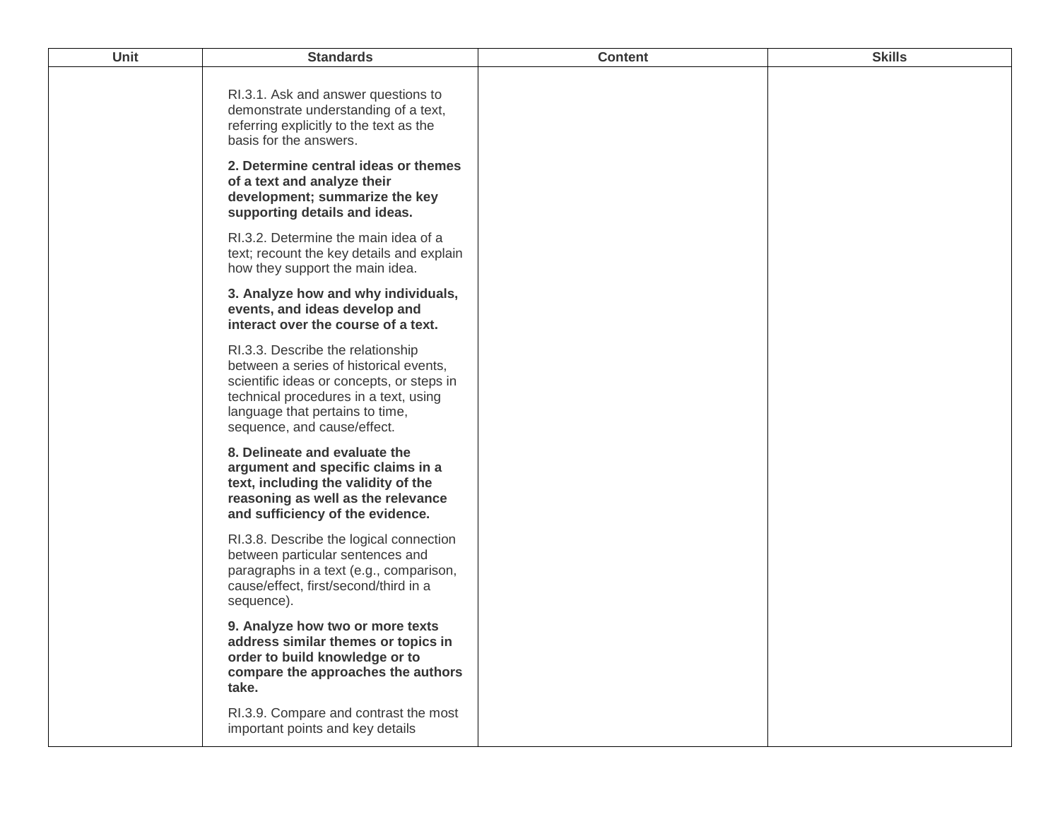| Unit | Standards | Content | Skills |
|---|---|---|---|
| | RI.3.1. Ask and answer questions to demonstrate understanding of a text, referring explicitly to the text as the basis for the answers.<br><br>**2. Determine central ideas or themes of a text and analyze their development; summarize the key supporting details and ideas.**<br><br>RI.3.2. Determine the main idea of a text; recount the key details and explain how they support the main idea.<br><br>**3. Analyze how and why individuals, events, and ideas develop and interact over the course of a text.**<br><br>RI.3.3. Describe the relationship between a series of historical events, scientific ideas or concepts, or steps in technical procedures in a text, using language that pertains to time, sequence, and cause/effect.<br><br>**8. Delineate and evaluate the argument and specific claims in a text, including the validity of the reasoning as well as the relevance and sufficiency of the evidence.**<br><br>RI.3.8. Describe the logical connection between particular sentences and paragraphs in a text (e.g., comparison, cause/effect, first/second/third in a sequence).<br><br>**9. Analyze how two or more texts address similar themes or topics in order to build knowledge or to compare the approaches the authors take.**<br><br>RI.3.9. Compare and contrast the most important points and key details | | |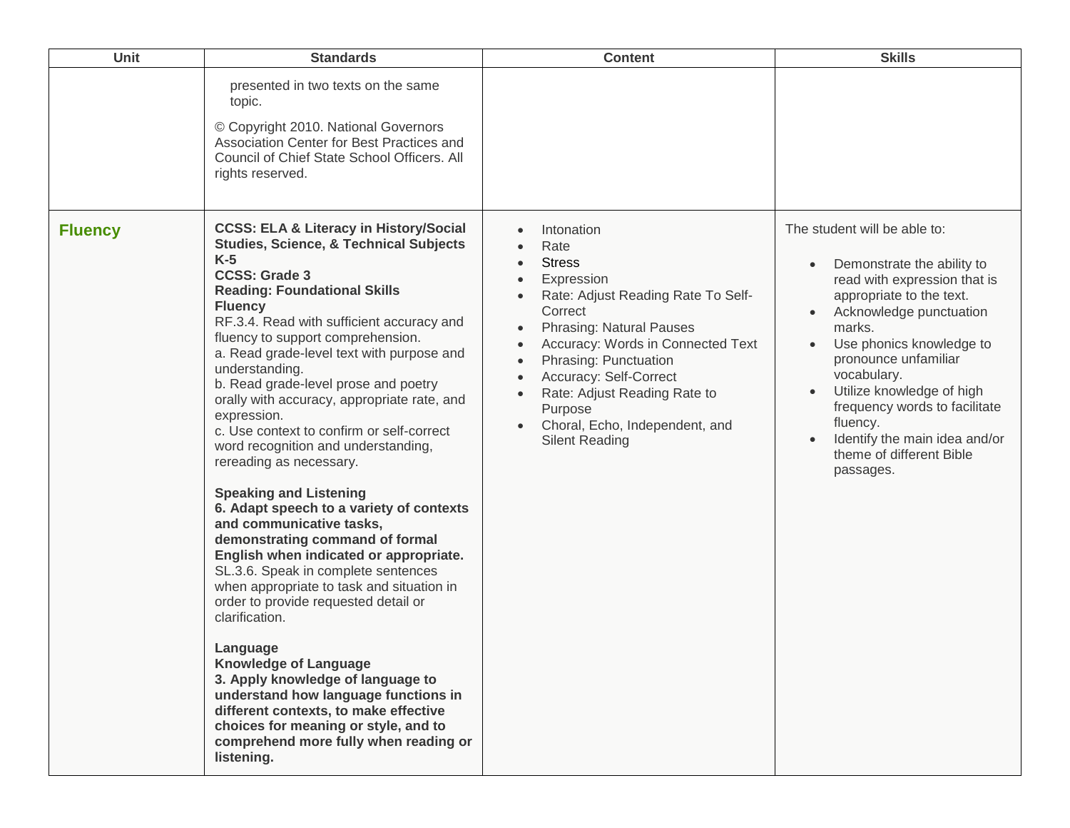| Unit | Standards | Content | Skills |
|---|---|---|---|
| | presented in two texts on the same topic.<br><br>© Copyright 2010. National Governors Association Center for Best Practices and Council of Chief State School Officers. All rights reserved. | | |
| **Fluency** | **CCSS: ELA & Literacy in History/Social Studies, Science, & Technical Subjects K-5**<br>**CCSS: Grade 3**<br>**Reading: Foundational Skills**<br>**Fluency**<br>RF.3.4. Read with sufficient accuracy and fluency to support comprehension.<br>a. Read grade-level text with purpose and understanding.<br>b. Read grade-level prose and poetry orally with accuracy, appropriate rate, and expression.<br>c. Use context to confirm or self-correct word recognition and understanding, rereading as necessary.<br><br>**Speaking and Listening**<br>**6. Adapt speech to a variety of contexts and communicative tasks, demonstrating command of formal English when indicated or appropriate.**<br>SL.3.6. Speak in complete sentences when appropriate to task and situation in order to provide requested detail or clarification.<br><br>**Language**<br>**Knowledge of Language**<br>**3. Apply knowledge of language to understand how language functions in different contexts, to make effective choices for meaning or style, and to comprehend more fully when reading or listening.** | • Intonation<br>• Rate<br>• Stress<br>• Expression<br>• Rate: Adjust Reading Rate To Self-Correct<br>• Phrasing: Natural Pauses<br>• Accuracy: Words in Connected Text<br>• Phrasing: Punctuation<br>• Accuracy: Self-Correct<br>• Rate: Adjust Reading Rate to Purpose<br>• Choral, Echo, Independent, and Silent Reading | The student will be able to:<br><br>• Demonstrate the ability to read with expression that is appropriate to the text.<br>• Acknowledge punctuation marks.<br>• Use phonics knowledge to pronounce unfamiliar vocabulary.<br>• Utilize knowledge of high frequency words to facilitate fluency.<br>• Identify the main idea and/or theme of different Bible passages. |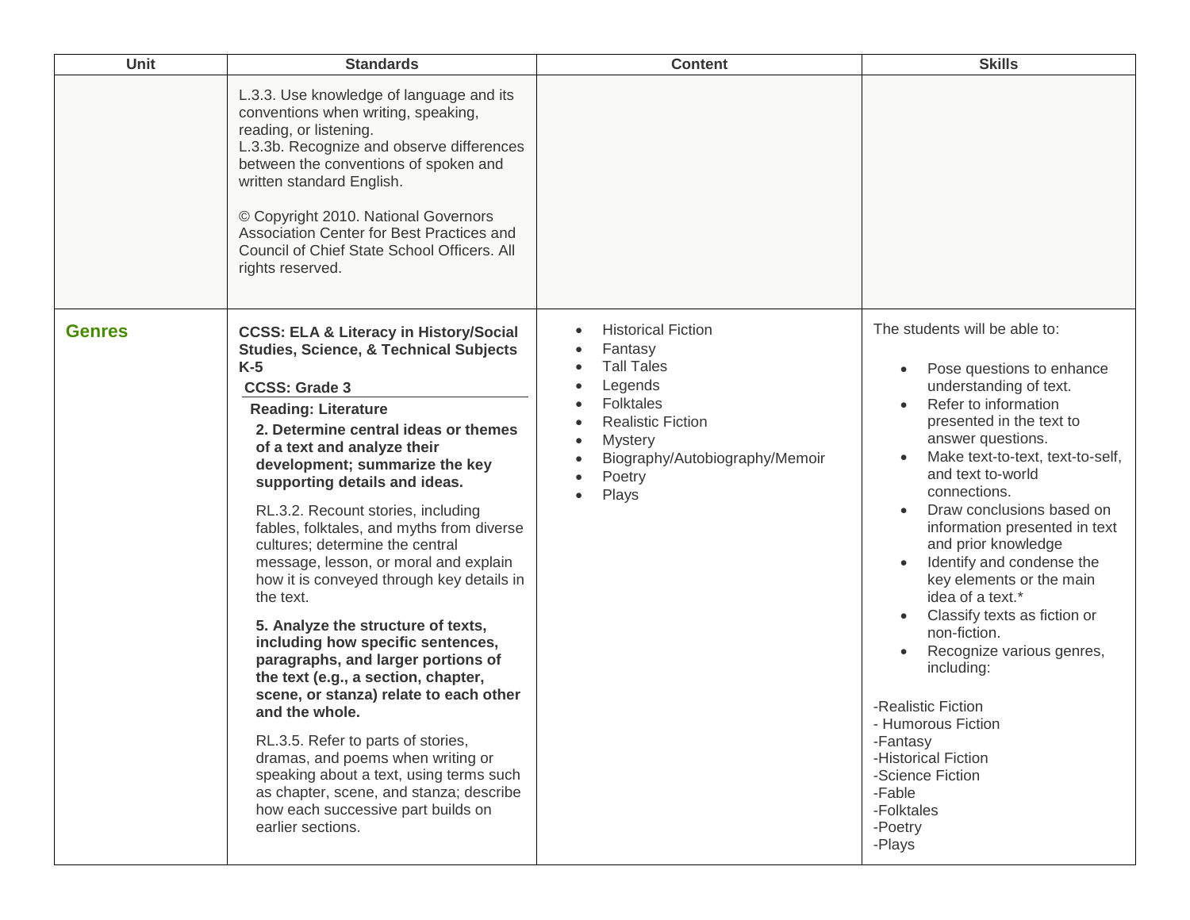| Unit | Standards | Content | Skills |
|---|---|---|---|
| | L.3.3. Use knowledge of language and its conventions when writing, speaking, reading, or listening.<br>L.3.3b. Recognize and observe differences between the conventions of spoken and written standard English.<br><br>© Copyright 2010. National Governors Association Center for Best Practices and Council of Chief State School Officers. All rights reserved. | | |
| **Genres** | **CCSS: ELA & Literacy in History/Social Studies, Science, & Technical Subjects K-5**<br>**CCSS: Grade 3**<br>**Reading: Literature**<br>**2. Determine central ideas or themes of a text and analyze their development; summarize the key supporting details and ideas.**<br><br>RL.3.2. Recount stories, including fables, folktales, and myths from diverse cultures; determine the central message, lesson, or moral and explain how it is conveyed through key details in the text.<br><br>**5. Analyze the structure of texts, including how specific sentences, paragraphs, and larger portions of the text (e.g., a section, chapter, scene, or stanza) relate to each other and the whole.**<br><br>RL.3.5. Refer to parts of stories, dramas, and poems when writing or speaking about a text, using terms such as chapter, scene, and stanza; describe how each successive part builds on earlier sections. | • Historical Fiction<br>• Fantasy<br>• Tall Tales<br>• Legends<br>• Folktales<br>• Realistic Fiction<br>• Mystery<br>• Biography/Autobiography/Memoir<br>• Poetry<br>• Plays | The students will be able to:<br><br>• Pose questions to enhance understanding of text.<br>• Refer to information presented in the text to answer questions.<br>• Make text-to-text, text-to-self, and text to-world connections.<br>• Draw conclusions based on information presented in text and prior knowledge<br>• Identify and condense the key elements or the main idea of a text.*<br>• Classify texts as fiction or non-fiction.<br>• Recognize various genres, including:<br><br>-Realistic Fiction<br>- Humorous Fiction<br>-Fantasy<br>-Historical Fiction<br>-Science Fiction<br>-Fable<br>-Folktales<br>-Poetry<br>-Plays |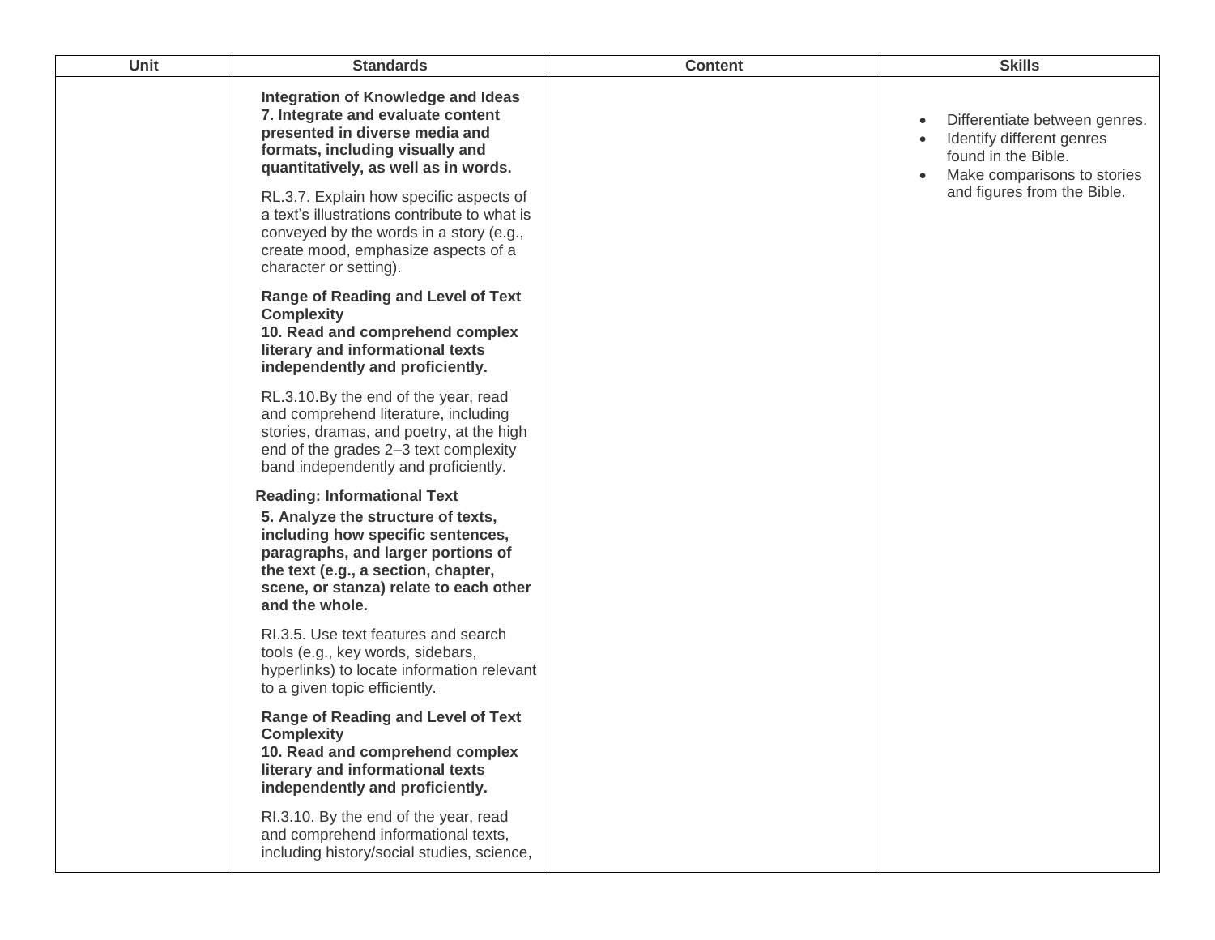| Unit | Standards | Content | Skills |
| --- | --- | --- | --- |
| | **Integration of Knowledge and Ideas**<br>**7. Integrate and evaluate content presented in diverse media and formats, including visually and quantitatively, as well as in words.**<br><br>RL.3.7. Explain how specific aspects of a text's illustrations contribute to what is conveyed by the words in a story (e.g., create mood, emphasize aspects of a character or setting).<br><br>**Range of Reading and Level of Text Complexity**<br>**10. Read and comprehend complex literary and informational texts independently and proficiently.**<br><br>RL.3.10.By the end of the year, read and comprehend literature, including stories, dramas, and poetry, at the high end of the grades 2–3 text complexity band independently and proficiently.<br><br>**Reading: Informational Text**<br>**5. Analyze the structure of texts, including how specific sentences, paragraphs, and larger portions of the text (e.g., a section, chapter, scene, or stanza) relate to each other and the whole.**<br><br>RI.3.5. Use text features and search tools (e.g., key words, sidebars, hyperlinks) to locate information relevant to a given topic efficiently.<br><br>**Range of Reading and Level of Text Complexity**<br>**10. Read and comprehend complex literary and informational texts independently and proficiently.**<br><br>RI.3.10. By the end of the year, read and comprehend informational texts, including history/social studies, science, | | • Differentiate between genres.<br>• Identify different genres found in the Bible.<br>• Make comparisons to stories and figures from the Bible. |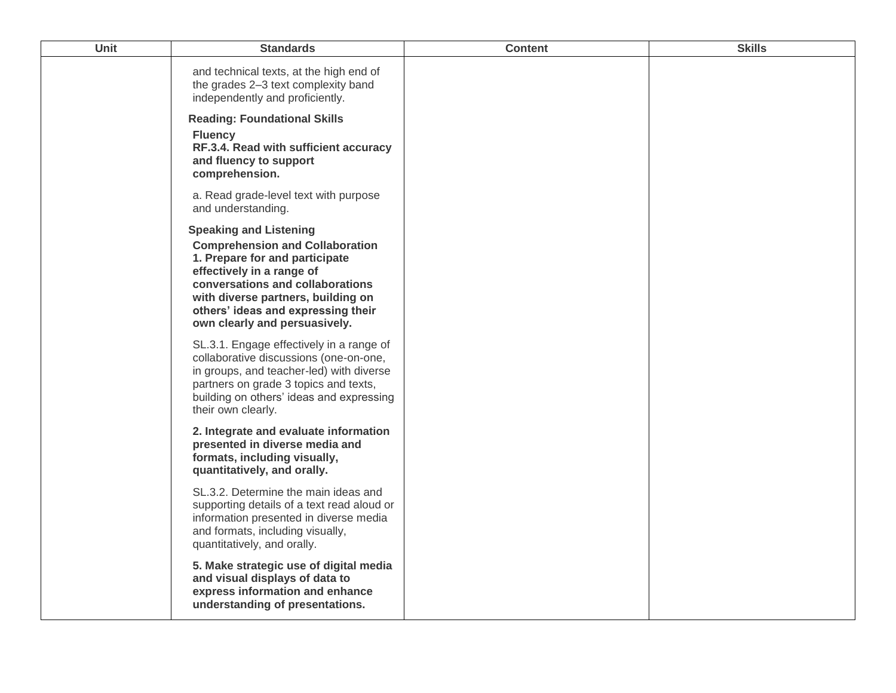| Unit | Standards | Content | Skills |
| --- | --- | --- | --- |
| | and technical texts, at the high end of the grades 2–3 text complexity band independently and proficiently.<br><br>**Reading: Foundational Skills**<br>**Fluency**<br>**RF.3.4. Read with sufficient accuracy and fluency to support comprehension.**<br><br>a. Read grade-level text with purpose and understanding.<br><br>**Speaking and Listening**<br>**Comprehension and Collaboration**<br>**1. Prepare for and participate effectively in a range of conversations and collaborations with diverse partners, building on others' ideas and expressing their own clearly and persuasively.**<br><br>SL.3.1. Engage effectively in a range of collaborative discussions (one-on-one, in groups, and teacher-led) with diverse partners on grade 3 topics and texts, building on others' ideas and expressing their own clearly.<br><br>**2. Integrate and evaluate information presented in diverse media and formats, including visually, quantitatively, and orally.**<br><br>SL.3.2. Determine the main ideas and supporting details of a text read aloud or information presented in diverse media and formats, including visually, quantitatively, and orally.<br><br>**5. Make strategic use of digital media and visual displays of data to express information and enhance understanding of presentations.** | | |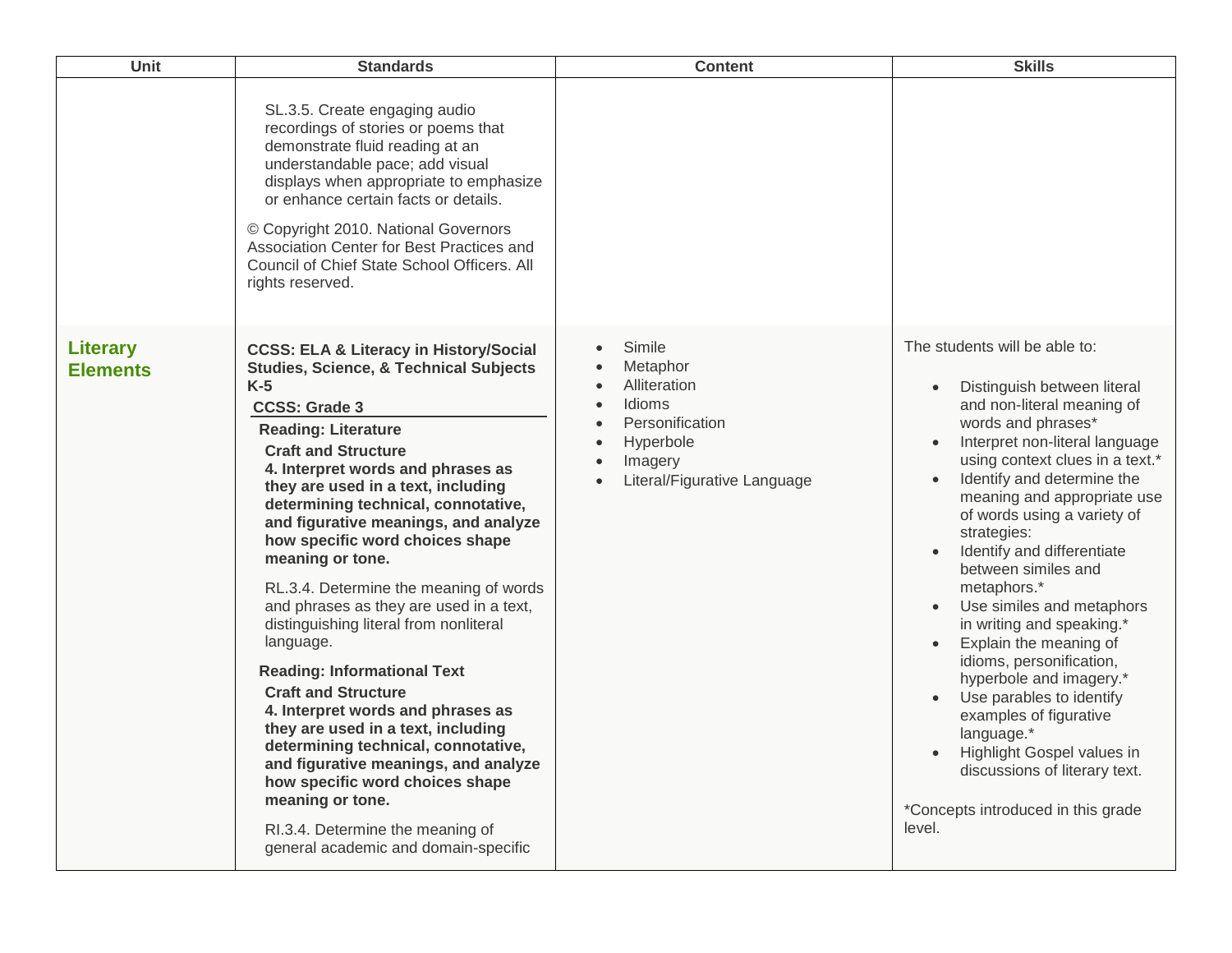| Unit | Standards | Content | Skills |
|---|---|---|---|
| | SL.3.5. Create engaging audio recordings of stories or poems that demonstrate fluid reading at an understandable pace; add visual displays when appropriate to emphasize or enhance certain facts or details.<br><br>© Copyright 2010. National Governors Association Center for Best Practices and Council of Chief State School Officers. All rights reserved. | | |
| **Literary Elements** | **CCSS: ELA & Literacy in History/Social Studies, Science, & Technical Subjects K-5**<br>**CCSS: Grade 3**<br>**Reading: Literature**<br>**Craft and Structure**<br>**4. Interpret words and phrases as they are used in a text, including determining technical, connotative, and figurative meanings, and analyze how specific word choices shape meaning or tone.**<br><br>RL.3.4. Determine the meaning of words and phrases as they are used in a text, distinguishing literal from nonliteral language.<br><br>**Reading: Informational Text**<br>**Craft and Structure**<br>**4. Interpret words and phrases as they are used in a text, including determining technical, connotative, and figurative meanings, and analyze how specific word choices shape meaning or tone.**<br><br>RI.3.4. Determine the meaning of general academic and domain-specific | • Simile<br>• Metaphor<br>• Alliteration<br>• Idioms<br>• Personification<br>• Hyperbole<br>• Imagery<br>• Literal/Figurative Language | The students will be able to:<br><br>• Distinguish between literal and non-literal meaning of words and phrases*<br>• Interpret non-literal language using context clues in a text.*<br>• Identify and determine the meaning and appropriate use of words using a variety of strategies:<br>• Identify and differentiate between similes and metaphors.*<br>• Use similes and metaphors in writing and speaking.*<br>• Explain the meaning of idioms, personification, hyperbole and imagery.*<br>• Use parables to identify examples of figurative language.*<br>• Highlight Gospel values in discussions of literary text.<br><br>*Concepts introduced in this grade level. |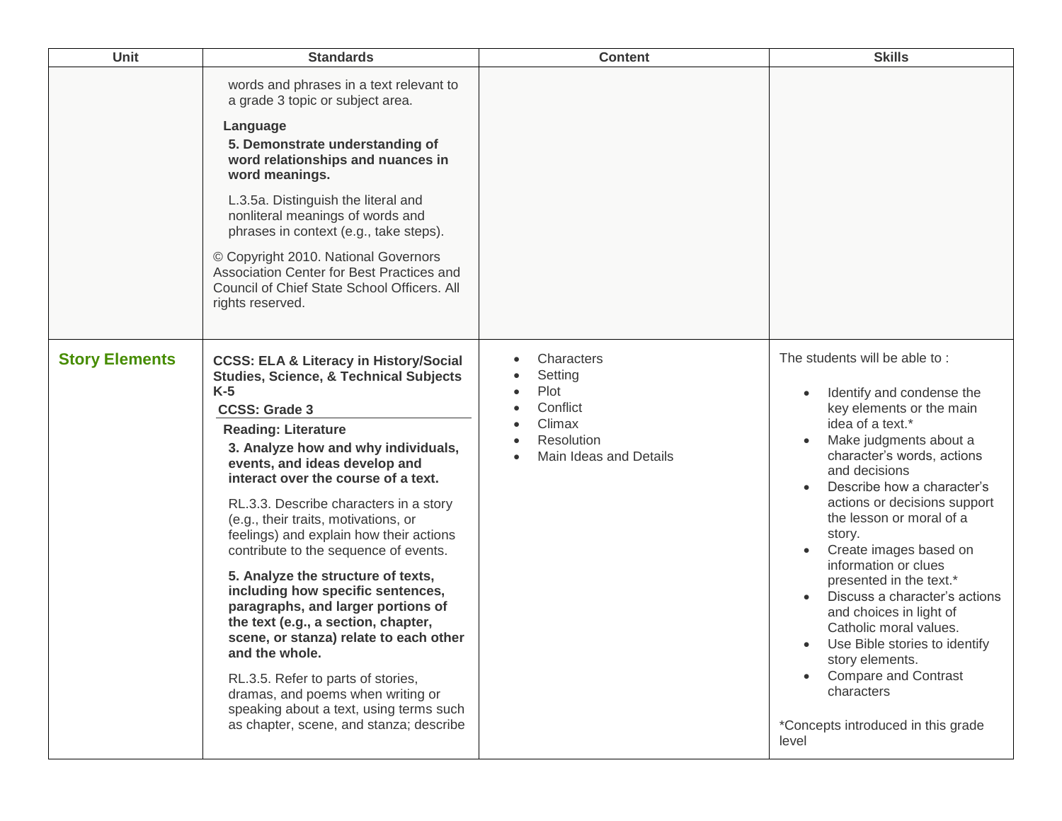| Unit | Standards | Content | Skills |
|---|---|---|---|
| | words and phrases in a text relevant to a grade 3 topic or subject area.<br><br>**Language**<br>**5. Demonstrate understanding of word relationships and nuances in word meanings.**<br><br>L.3.5a. Distinguish the literal and nonliteral meanings of words and phrases in context (e.g., take steps).<br><br>© Copyright 2010. National Governors Association Center for Best Practices and Council of Chief State School Officers. All rights reserved. | | |
| **Story Elements** | **CCSS: ELA & Literacy in History/Social Studies, Science, & Technical Subjects K-5**<br>**CCSS: Grade 3**<br>**Reading: Literature**<br>**3. Analyze how and why individuals, events, and ideas develop and interact over the course of a text.**<br><br>RL.3.3. Describe characters in a story (e.g., their traits, motivations, or feelings) and explain how their actions contribute to the sequence of events.<br><br>**5. Analyze the structure of texts, including how specific sentences, paragraphs, and larger portions of the text (e.g., a section, chapter, scene, or stanza) relate to each other and the whole.**<br><br>RL.3.5. Refer to parts of stories, dramas, and poems when writing or speaking about a text, using terms such as chapter, scene, and stanza; describe | • Characters<br>• Setting<br>• Plot<br>• Conflict<br>• Climax<br>• Resolution<br>• Main Ideas and Details | The students will be able to :<br><br>• Identify and condense the key elements or the main idea of a text.*<br>• Make judgments about a character's words, actions and decisions<br>• Describe how a character's actions or decisions support the lesson or moral of a story.<br>• Create images based on information or clues presented in the text.*<br>• Discuss a character's actions and choices in light of Catholic moral values.<br>• Use Bible stories to identify story elements.<br>• Compare and Contrast characters<br><br>*Concepts introduced in this grade level |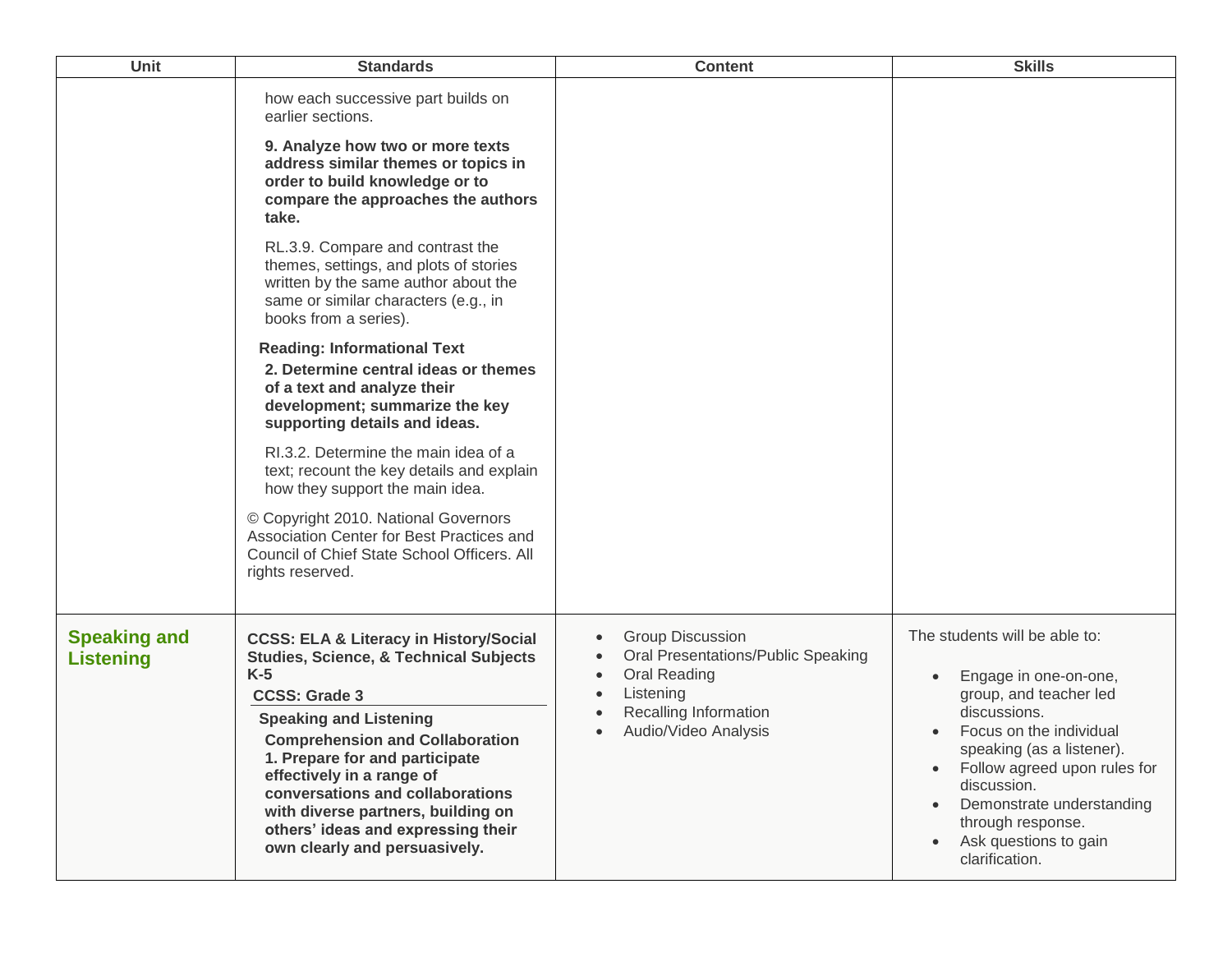| Unit | Standards | Content | Skills |
|---|---|---|---|
| | how each successive part builds on earlier sections.<br><br>**9. Analyze how two or more texts address similar themes or topics in order to build knowledge or to compare the approaches the authors take.**<br><br>RL.3.9. Compare and contrast the themes, settings, and plots of stories written by the same author about the same or similar characters (e.g., in books from a series).<br><br>**Reading: Informational Text**<br>**2. Determine central ideas or themes of a text and analyze their development; summarize the key supporting details and ideas.**<br><br>RI.3.2. Determine the main idea of a text; recount the key details and explain how they support the main idea.<br><br>© Copyright 2010. National Governors Association Center for Best Practices and Council of Chief State School Officers. All rights reserved. | | |
| **Speaking and Listening** | **CCSS: ELA & Literacy in History/Social Studies, Science, & Technical Subjects K-5**<br>**CCSS: Grade 3**<br>**Speaking and Listening**<br>**Comprehension and Collaboration**<br>**1. Prepare for and participate effectively in a range of conversations and collaborations with diverse partners, building on others' ideas and expressing their own clearly and persuasively.** | • Group Discussion<br>• Oral Presentations/Public Speaking<br>• Oral Reading<br>• Listening<br>• Recalling Information<br>• Audio/Video Analysis | The students will be able to:<br><br>• Engage in one-on-one, group, and teacher led discussions.<br>• Focus on the individual speaking (as a listener).<br>• Follow agreed upon rules for discussion.<br>• Demonstrate understanding through response.<br>• Ask questions to gain clarification. |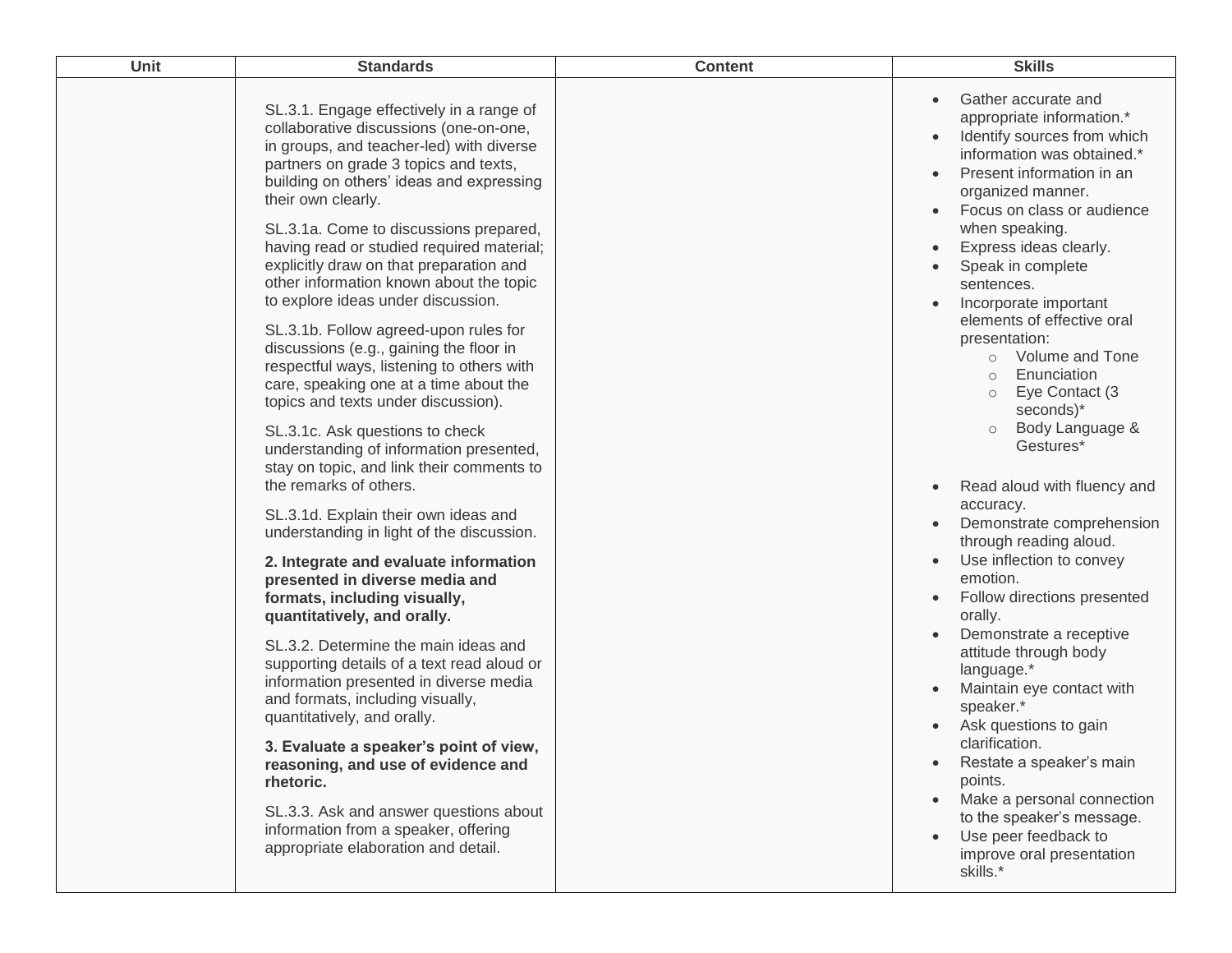| Unit | Standards | Content | Skills |
|---|---|---|---|
| | SL.3.1. Engage effectively in a range of collaborative discussions (one-on-one, in groups, and teacher-led) with diverse partners on grade 3 topics and texts, building on others' ideas and expressing their own clearly.<br><br>SL.3.1a. Come to discussions prepared, having read or studied required material; explicitly draw on that preparation and other information known about the topic to explore ideas under discussion.<br><br>SL.3.1b. Follow agreed-upon rules for discussions (e.g., gaining the floor in respectful ways, listening to others with care, speaking one at a time about the topics and texts under discussion).<br><br>SL.3.1c. Ask questions to check understanding of information presented, stay on topic, and link their comments to the remarks of others.<br><br>SL.3.1d. Explain their own ideas and understanding in light of the discussion.<br><br>**2. Integrate and evaluate information presented in diverse media and formats, including visually, quantitatively, and orally.**<br><br>SL.3.2. Determine the main ideas and supporting details of a text read aloud or information presented in diverse media and formats, including visually, quantitatively, and orally.<br><br>**3. Evaluate a speaker's point of view, reasoning, and use of evidence and rhetoric.**<br><br>SL.3.3. Ask and answer questions about information from a speaker, offering appropriate elaboration and detail. | | • Gather accurate and appropriate information.*<br>• Identify sources from which information was obtained.*<br>• Present information in an organized manner.<br>• Focus on class or audience when speaking.<br>• Express ideas clearly.<br>• Speak in complete sentences.<br>• Incorporate important elements of effective oral presentation:<br>  ○ Volume and Tone<br>  ○ Enunciation<br>  ○ Eye Contact (3 seconds)*<br>  ○ Body Language & Gestures*<br><br>• Read aloud with fluency and accuracy.<br>• Demonstrate comprehension through reading aloud.<br>• Use inflection to convey emotion.<br>• Follow directions presented orally.<br>• Demonstrate a receptive attitude through body language.*<br>• Maintain eye contact with speaker.*<br>• Ask questions to gain clarification.<br>• Restate a speaker's main points.<br>• Make a personal connection to the speaker's message.<br>• Use peer feedback to improve oral presentation skills.* |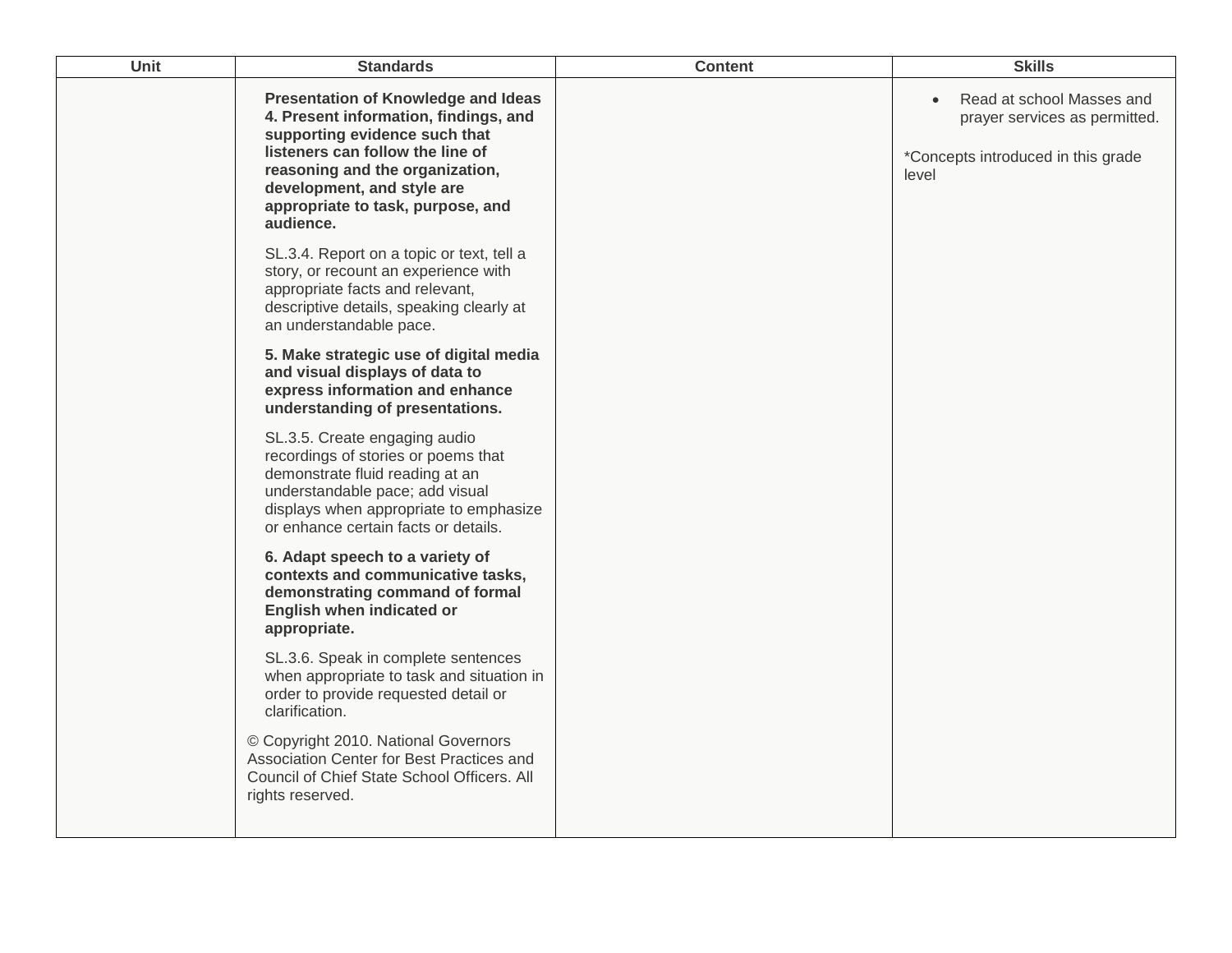| Unit | Standards | Content | Skills |
|---|---|---|---|
| | **Presentation of Knowledge and Ideas 4. Present information, findings, and supporting evidence such that listeners can follow the line of reasoning and the organization, development, and style are appropriate to task, purpose, and audience.**<br><br>SL.3.4. Report on a topic or text, tell a story, or recount an experience with appropriate facts and relevant, descriptive details, speaking clearly at an understandable pace.<br><br>**5. Make strategic use of digital media and visual displays of data to express information and enhance understanding of presentations.**<br><br>SL.3.5. Create engaging audio recordings of stories or poems that demonstrate fluid reading at an understandable pace; add visual displays when appropriate to emphasize or enhance certain facts or details.<br><br>**6. Adapt speech to a variety of contexts and communicative tasks, demonstrating command of formal English when indicated or appropriate.**<br><br>SL.3.6. Speak in complete sentences when appropriate to task and situation in order to provide requested detail or clarification.<br><br>© Copyright 2010. National Governors Association Center for Best Practices and Council of Chief State School Officers. All rights reserved. | | • Read at school Masses and prayer services as permitted.<br><br>*Concepts introduced in this grade level |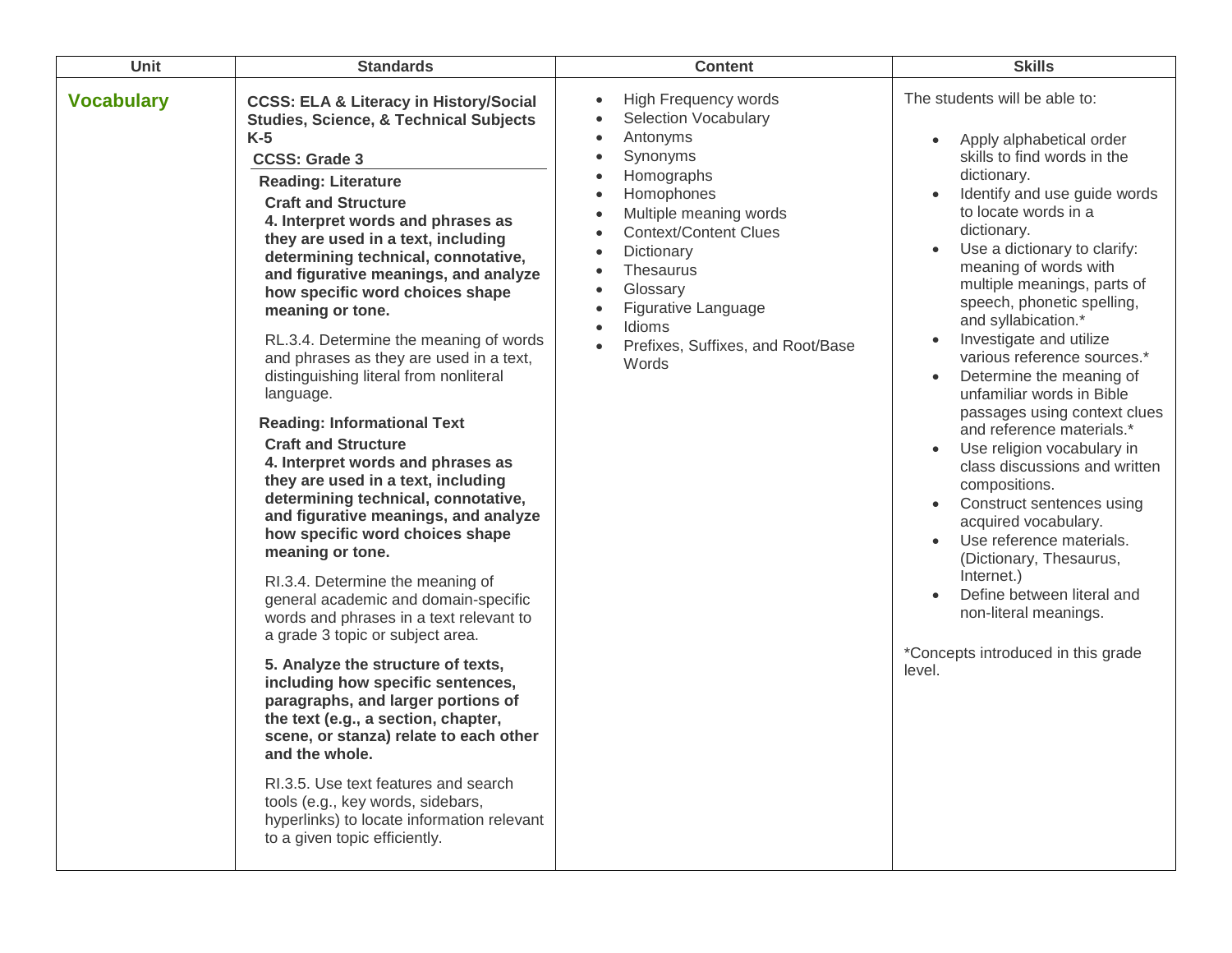| Unit | Standards | Content | Skills |
|---|---|---|---|
| **Vocabulary** | **CCSS: ELA & Literacy in History/Social Studies, Science, & Technical Subjects K-5**<br>**CCSS: Grade 3**<br>**Reading: Literature**<br>**Craft and Structure**<br>**4. Interpret words and phrases as they are used in a text, including determining technical, connotative, and figurative meanings, and analyze how specific word choices shape meaning or tone.**<br>RL.3.4. Determine the meaning of words and phrases as they are used in a text, distinguishing literal from nonliteral language.<br>**Reading: Informational Text**<br>**Craft and Structure**<br>**4. Interpret words and phrases as they are used in a text, including determining technical, connotative, and figurative meanings, and analyze how specific word choices shape meaning or tone.**<br>RI.3.4. Determine the meaning of general academic and domain-specific words and phrases in a text relevant to a grade 3 topic or subject area.<br>**5. Analyze the structure of texts, including how specific sentences, paragraphs, and larger portions of the text (e.g., a section, chapter, scene, or stanza) relate to each other and the whole.**<br>RI.3.5. Use text features and search tools (e.g., key words, sidebars, hyperlinks) to locate information relevant to a given topic efficiently. | • High Frequency words<br>• Selection Vocabulary<br>• Antonyms<br>• Synonyms<br>• Homographs<br>• Homophones<br>• Multiple meaning words<br>• Context/Content Clues<br>• Dictionary<br>• Thesaurus<br>• Glossary<br>• Figurative Language<br>• Idioms<br>• Prefixes, Suffixes, and Root/Base Words | The students will be able to:<br>• Apply alphabetical order skills to find words in the dictionary.<br>• Identify and use guide words to locate words in a dictionary.<br>• Use a dictionary to clarify: meaning of words with multiple meanings, parts of speech, phonetic spelling, and syllabication.*<br>• Investigate and utilize various reference sources.*<br>• Determine the meaning of unfamiliar words in Bible passages using context clues and reference materials.*<br>• Use religion vocabulary in class discussions and written compositions.<br>• Construct sentences using acquired vocabulary.<br>• Use reference materials. (Dictionary, Thesaurus, Internet.)<br>• Define between literal and non-literal meanings.<br><br>*Concepts introduced in this grade level. |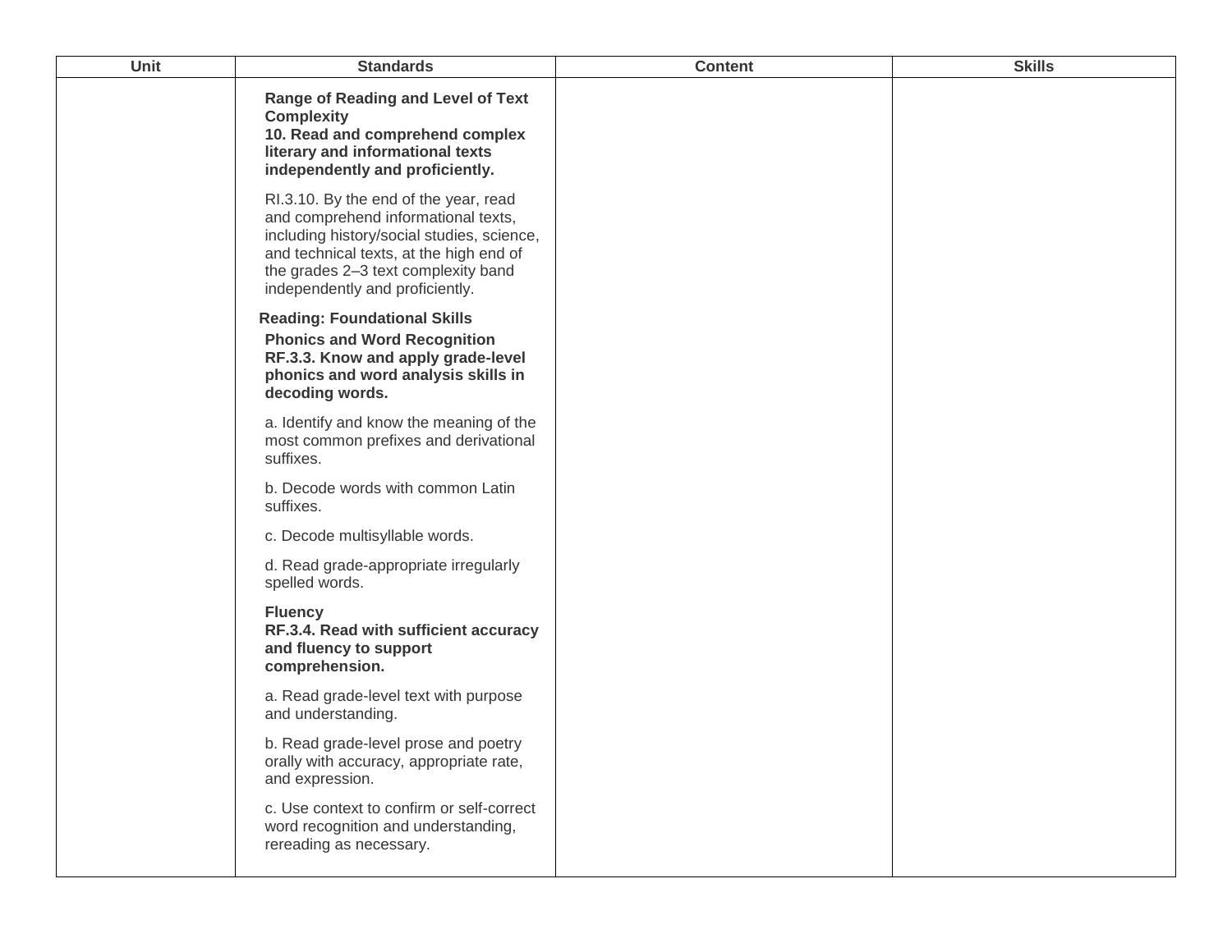| Unit | Standards | Content | Skills |
|---|---|---|---|
| | **Range of Reading and Level of Text Complexity**<br>**10. Read and comprehend complex literary and informational texts independently and proficiently.**<br><br>RI.3.10. By the end of the year, read and comprehend informational texts, including history/social studies, science, and technical texts, at the high end of the grades 2–3 text complexity band independently and proficiently.<br><br>**Reading: Foundational Skills**<br>**Phonics and Word Recognition**<br>**RF.3.3. Know and apply grade-level phonics and word analysis skills in decoding words.**<br><br>a. Identify and know the meaning of the most common prefixes and derivational suffixes.<br><br>b. Decode words with common Latin suffixes.<br><br>c. Decode multisyllable words.<br><br>d. Read grade-appropriate irregularly spelled words.<br><br>**Fluency**<br>**RF.3.4. Read with sufficient accuracy and fluency to support comprehension.**<br><br>a. Read grade-level text with purpose and understanding.<br><br>b. Read grade-level prose and poetry orally with accuracy, appropriate rate, and expression.<br><br>c. Use context to confirm or self-correct word recognition and understanding, rereading as necessary. | | |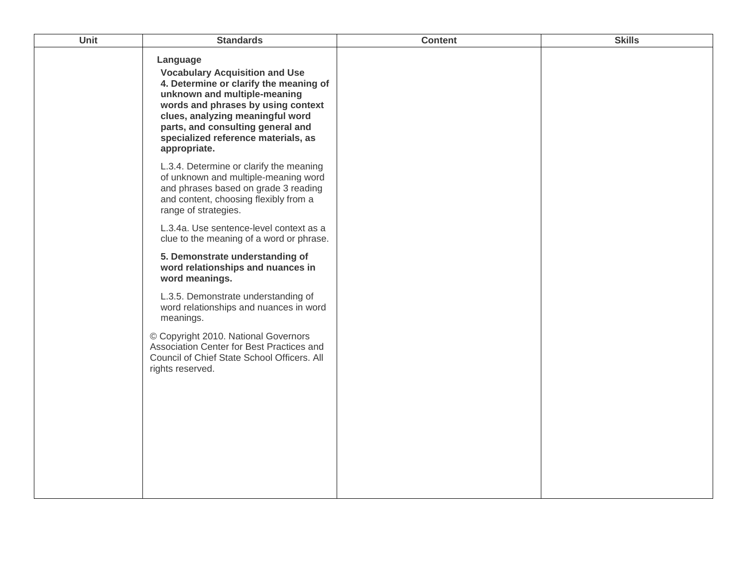| Unit | Standards | Content | Skills |
|---|---|---|---|
| | **Language**<br>**Vocabulary Acquisition and Use**<br>**4. Determine or clarify the meaning of unknown and multiple-meaning words and phrases by using context clues, analyzing meaningful word parts, and consulting general and specialized reference materials, as appropriate.**<br><br>L.3.4. Determine or clarify the meaning of unknown and multiple-meaning word and phrases based on grade 3 reading and content, choosing flexibly from a range of strategies.<br><br>L.3.4a. Use sentence-level context as a clue to the meaning of a word or phrase.<br><br>**5. Demonstrate understanding of word relationships and nuances in word meanings.**<br><br>L.3.5. Demonstrate understanding of word relationships and nuances in word meanings.<br><br>© Copyright 2010. National Governors Association Center for Best Practices and Council of Chief State School Officers. All rights reserved. | | |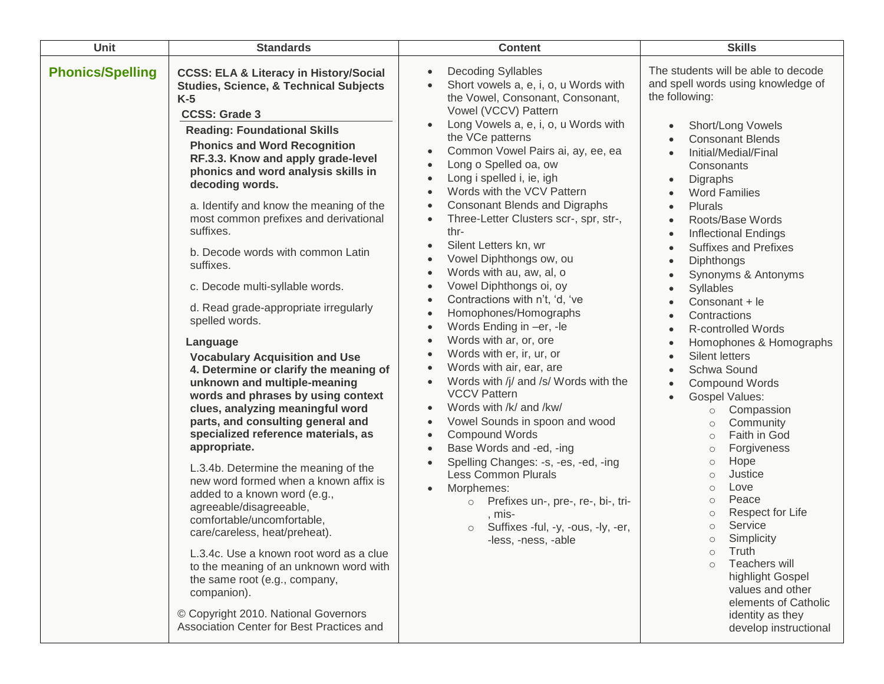| Unit | Standards | Content | Skills |
|---|---|---|---|
| **Phonics/Spelling** | **CCSS: ELA & Literacy in History/Social Studies, Science, & Technical Subjects K-5**<br>**CCSS: Grade 3**<br>**Reading: Foundational Skills**<br>**Phonics and Word Recognition**<br>**RF.3.3. Know and apply grade-level phonics and word analysis skills in decoding words.**<br>a. Identify and know the meaning of the most common prefixes and derivational suffixes.<br>b. Decode words with common Latin suffixes.<br>c. Decode multi-syllable words.<br>d. Read grade-appropriate irregularly spelled words.<br>**Language**<br>**Vocabulary Acquisition and Use**<br>**4. Determine or clarify the meaning of unknown and multiple-meaning words and phrases by using context clues, analyzing meaningful word parts, and consulting general and specialized reference materials, as appropriate.**<br>L.3.4b. Determine the meaning of the new word formed when a known affix is added to a known word (e.g., agreeable/disagreeable, comfortable/uncomfortable, care/careless, heat/preheat).<br>L.3.4c. Use a known root word as a clue to the meaning of an unknown word with the same root (e.g., company, companion).<br>© Copyright 2010. National Governors Association Center for Best Practices and | • Decoding Syllables<br>• Short vowels a, e, i, o, u Words with the Vowel, Consonant, Consonant, Vowel (VCCV) Pattern<br>• Long Vowels a, e, i, o, u Words with the VCe patterns<br>• Common Vowel Pairs ai, ay, ee, ea<br>• Long o Spelled oa, ow<br>• Long i spelled i, ie, igh<br>• Words with the VCV Pattern<br>• Consonant Blends and Digraphs<br>• Three-Letter Clusters scr-, spr, str-, thr-<br>• Silent Letters kn, wr<br>• Vowel Diphthongs ow, ou<br>• Words with au, aw, al, o<br>• Vowel Diphthongs oi, oy<br>• Contractions with n't, 'd, 've<br>• Homophones/Homographs<br>• Words Ending in –er, -le<br>• Words with ar, or, ore<br>• Words with er, ir, ur, or<br>• Words with air, ear, are<br>• Words with /j/ and /s/ Words with the VCCV Pattern<br>• Words with /k/ and /kw/<br>• Vowel Sounds in spoon and wood<br>• Compound Words<br>• Base Words and -ed, -ing<br>• Spelling Changes: -s, -es, -ed, -ing Less Common Plurals<br>• Morphemes:<br>  ○ Prefixes un-, pre-, re-, bi-, tri-, mis-<br>  ○ Suffixes -ful, -y, -ous, -ly, -er, -less, -ness, -able | The students will be able to decode and spell words using knowledge of the following:<br>• Short/Long Vowels<br>• Consonant Blends<br>• Initial/Medial/Final Consonants<br>• Digraphs<br>• Word Families<br>• Plurals<br>• Roots/Base Words<br>• Inflectional Endings<br>• Suffixes and Prefixes<br>• Diphthongs<br>• Synonyms & Antonyms<br>• Syllables<br>• Consonant + le<br>• Contractions<br>• R-controlled Words<br>• Homophones & Homographs<br>• Silent letters<br>• Schwa Sound<br>• Compound Words<br>• Gospel Values:<br>  ○ Compassion<br>  ○ Community<br>  ○ Faith in God<br>  ○ Forgiveness<br>  ○ Hope<br>  ○ Justice<br>  ○ Love<br>  ○ Peace<br>  ○ Respect for Life<br>  ○ Service<br>  ○ Simplicity<br>  ○ Truth<br>  ○ Teachers will highlight Gospel values and other elements of Catholic identity as they develop instructional |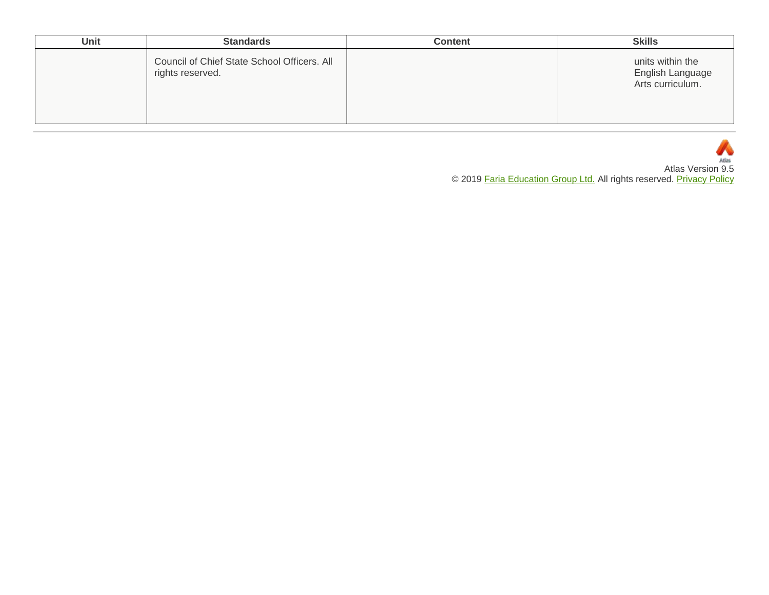| Unit | Standards | Content | Skills |
| --- | --- | --- | --- |
| | Council of Chief State School Officers. All rights reserved. | | units within the English Language Arts curriculum. |

Atlas Version 9.5
© 2019 Faria Education Group Ltd. All rights reserved. Privacy Policy